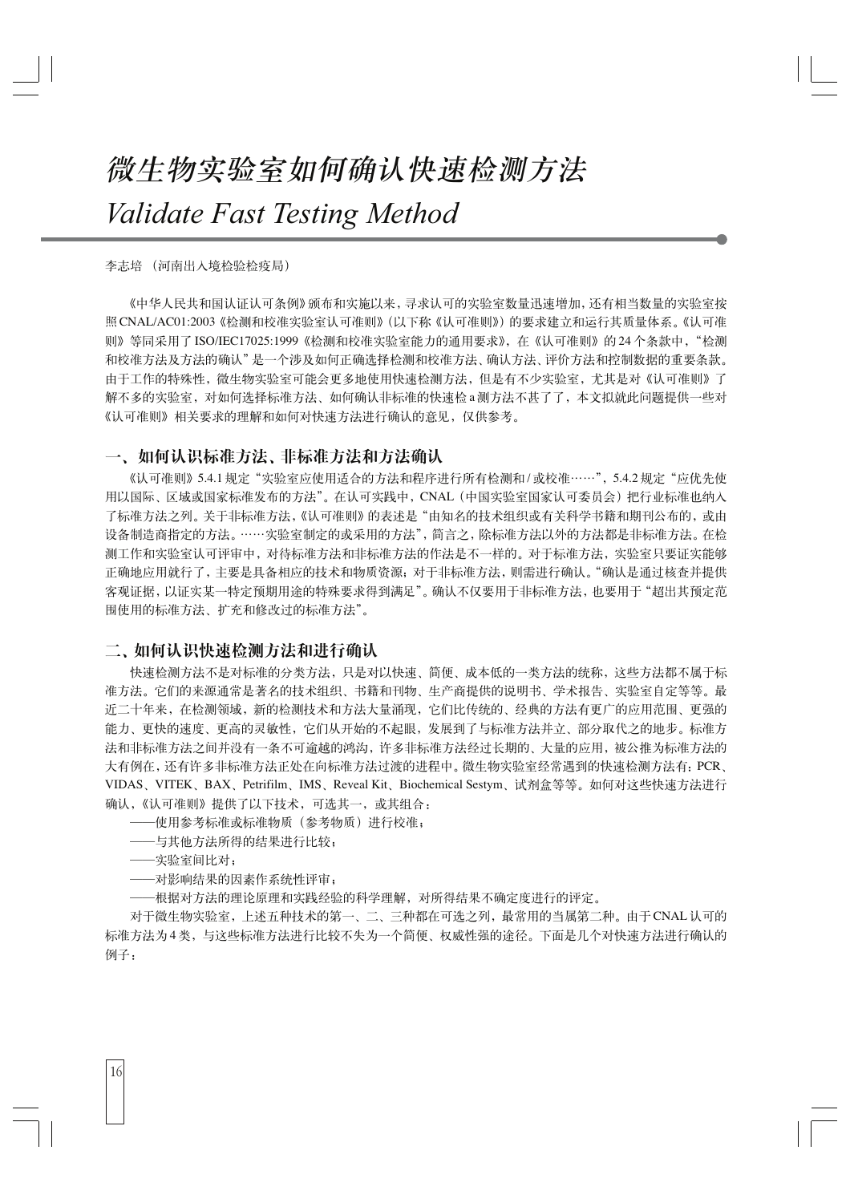# 微生物实验室如何确认快速检测方法

# *Validate Fast Testing Method*

李志培 （河南出入境检验检疫局）

《中华人民共和国认证认可条例》颁布和实施以来，寻求认可的实验室数量迅速增加，还有相当数量的实验室按照CNAL/AC01:2003《检测和校准实验室认可准则》(以下称《认可准则》）的要求建立和运行其质量体系。《认可准则》等同采用了ISO/IEC17025:1999《检测和校准实验室能力的通用要求》，在《认可准则》的24个条款中，"检测和校准方法及方法的确认"是一个涉及如何正确选择检测和校准方法、确认方法、评价方法和控制数据的重要条款。由于工作的特殊性，微生物实验室可能会更多地使用快速检测方法，但是有不少实验室，尤其是对《认可准则》了解不多的实验室，对如何选择标准方法、如何确认非标准的快速检a测方法不甚了了，本文拟就此问题提供一些对《认可准则》相关要求的理解和如何对快速方法进行确认的意见，仅供参考。

## 一、如何认识标准方法、非标准方法和方法确认

《认可准则》5.4.1规定"实验室应使用适合的方法和程序进行所有检测和/或校准……"，5.4.2规定"应优先使用以国际、区域或国家标准发布的方法"。在认可实践中，CNAL（中国实验室国家认可委员会）把行业标准也纳入了标准方法之列。关于非标准方法，《认可准则》的表述是"由知名的技术组织或有关科学书籍和期刊公布的，或由设备制造商指定的方法。……实验室制定的或采用的方法"，简言之，除标准方法以外的方法都是非标准方法。在检测工作和实验室认可评审中，对待标准方法和非标准方法的作法是不一样的。对于标准方法，实验室只要证实能够正确地应用就行了，主要是具备相应的技术和物质资源；对于非标准方法，则需进行确认。"确认是通过核查并提供客观证据，以证实某一特定预期用途的特殊要求得到满足"。确认不仅要用于非标准方法，也要用于"超出其预定范围使用的标准方法、扩充和修改过的标准方法"。

## 二、如何认识快速检测方法和进行确认

快速检测方法不是对标准的分类方法，只是对以快速、简便、成本低的一类方法的统称，这些方法都不属于标准方法。它们的来源通常是著名的技术组织、书籍和刊物、生产商提供的说明书、学术报告、实验室自定等等。最近二十年来，在检测领域，新的检测技术和方法大量涌现，它们比传统的、经典的方法有更广的应用范围、更强的能力、更快的速度、更高的灵敏性，它们从开始的不起眼，发展到了与标准方法并立、部分取代之的地步。标准方法和非标准方法之间并没有一条不可逾越的鸿沟，许多非标准方法经过长期的、大量的应用，被公推为标准方法的大有例在，还有许多非标准方法正处在向标准方法过渡的进程中。微生物实验室经常遇到的快速检测方法有：PCR、VIDAS、VITEK、BAX、Petrifilm、IMS、Reveal Kit、Biochemical Sestym、试剂盒等等。如何对这些快速方法进行确认，《认可准则》提供了以下技术，可选其一，或其组合：

——使用参考标准或标准物质（参考物质）进行校准；

——与其他方法所得的结果进行比较；

——实验室间比对；

——对影响结果的因素作系统性评审；

——根据对方法的理论原理和实践经验的科学理解，对所得结果不确定度进行的评定。

对于微生物实验室，上述五种技术的第一、二、三种都在可选之列，最常用的当属第二种。由于CNAL认可的标准方法为4类，与这些标准方法进行比较不失为一个简便、权威性强的途径。下面是几个对快速方法进行确认的例子：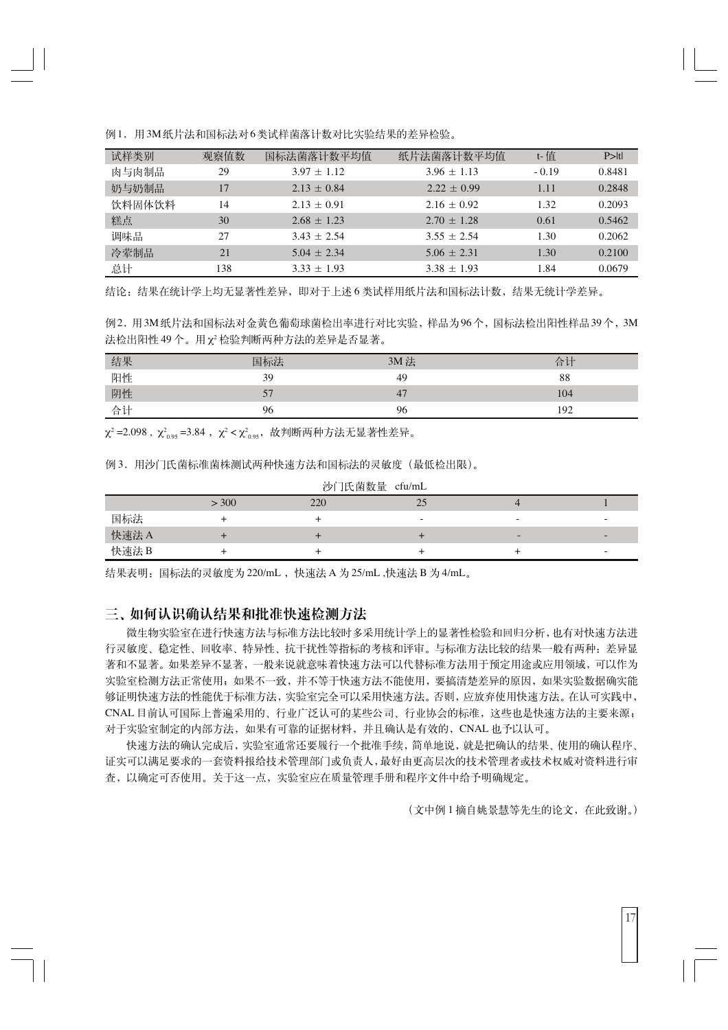例1．用3M纸片法和国标法对6类试样菌落计数对比实验结果的差异检验。

| 试样类别 | 观察值数 | 国标法菌落计数平均值 | 纸片法菌落计数平均值 | t- 值 | P>\|t\| |
|---|---|---|---|---|---|
| 肉与肉制品 | 29 | 3.97 ± 1.12 | 3.96 ± 1.13 | - 0.19 | 0.8481 |
| 奶与奶制品 | 17 | 2.13 ± 0.84 | 2.22 ± 0.99 | 1.11 | 0.2848 |
| 饮料固体饮料 | 14 | 2.13 ± 0.91 | 2.16 ± 0.92 | 1.32 | 0.2093 |
| 糕点 | 30 | 2.68 ± 1.23 | 2.70 ± 1.28 | 0.61 | 0.5462 |
| 调味品 | 27 | 3.43 ± 2.54 | 3.55 ± 2.54 | 1.30 | 0.2062 |
| 冷荤制品 | 21 | 5.04 ± 2.34 | 5.06 ± 2.31 | 1.30 | 0.2100 |
| 总计 | 138 | 3.33 ± 1.93 | 3.38 ± 1.93 | 1.84 | 0.0679 |

结论：结果在统计学上均无显著性差异，即对于上述6类试样用纸片法和国标法计数，结果无统计学差异。

例2．用3M纸片法和国标法对金黄色葡萄球菌检出率进行对比实验，样品为96个，国标法检出阳性样品39个，3M法检出阳性49个。用$\chi^2$检验判断两种方法的差异是否显著。

| 结果 | 国标法 | 3M法 | 合计 |
|---|---|---|---|
| 阳性 | 39 | 49 | 88 |
| 阴性 | 57 | 47 | 104 |
| 合计 | 96 | 96 | 192 |

$\chi^2=2.098$，$\chi^2_{0.95}=3.84$，$\chi^2<\chi^2_{0.95}$，故判断两种方法无显著性差异。

例3．用沙门氏菌标准菌株测试两种快速方法和国标法的灵敏度（最低检出限）。

| | 沙门氏菌数量 cfu/mL | | | | |
|---|---|---|---|---|---|
| | > 300 | 220 | 25 | 4 | 1 |
| 国标法 | + | + | - | - | - |
| 快速法A | + | + | + | - | - |
| 快速法B | + | + | + | + | - |

结果表明：国标法的灵敏度为220/mL，快速法A为25/mL，快速法B为4/mL。

## 三、如何认识确认结果和批准快速检测方法

微生物实验室在进行快速方法与标准方法比较时多采用统计学上的显著性检验和回归分析，也有对快速方法进行灵敏度、稳定性、回收率、特异性、抗干扰性等指标的考核和评审。与标准方法比较的结果一般有两种：差异显著和不显著。如果差异不显著，一般来说就意味着快速方法可以代替标准方法用于预定用途或应用领域，可以作为实验室检测方法正常使用；如果不一致，并不等于快速方法不能使用，要搞清楚差异的原因，如果实验数据确实能够证明快速方法的性能优于标准方法，实验室完全可以采用快速方法。否则，应放弃使用快速方法。在认可实践中，CNAL目前认可国际上普遍采用的、行业广泛认可的某些公司、行业协会的标准，这些也是快速方法的主要来源；对于实验室制定的内部方法，如果有可靠的证据材料，并且确认是有效的，CNAL也予以认可。

快速方法的确认完成后，实验室通常还要履行一个批准手续，简单地说，就是把确认的结果、使用的确认程序、证实可以满足要求的一套资料报给技术管理部门或负责人，最好由更高层次的技术管理者或技术权威对资料进行审查，以确定可否使用。关于这一点，实验室应在质量管理手册和程序文件中给予明确规定。

（文中例1摘自姚景慧等先生的论文，在此致谢。）